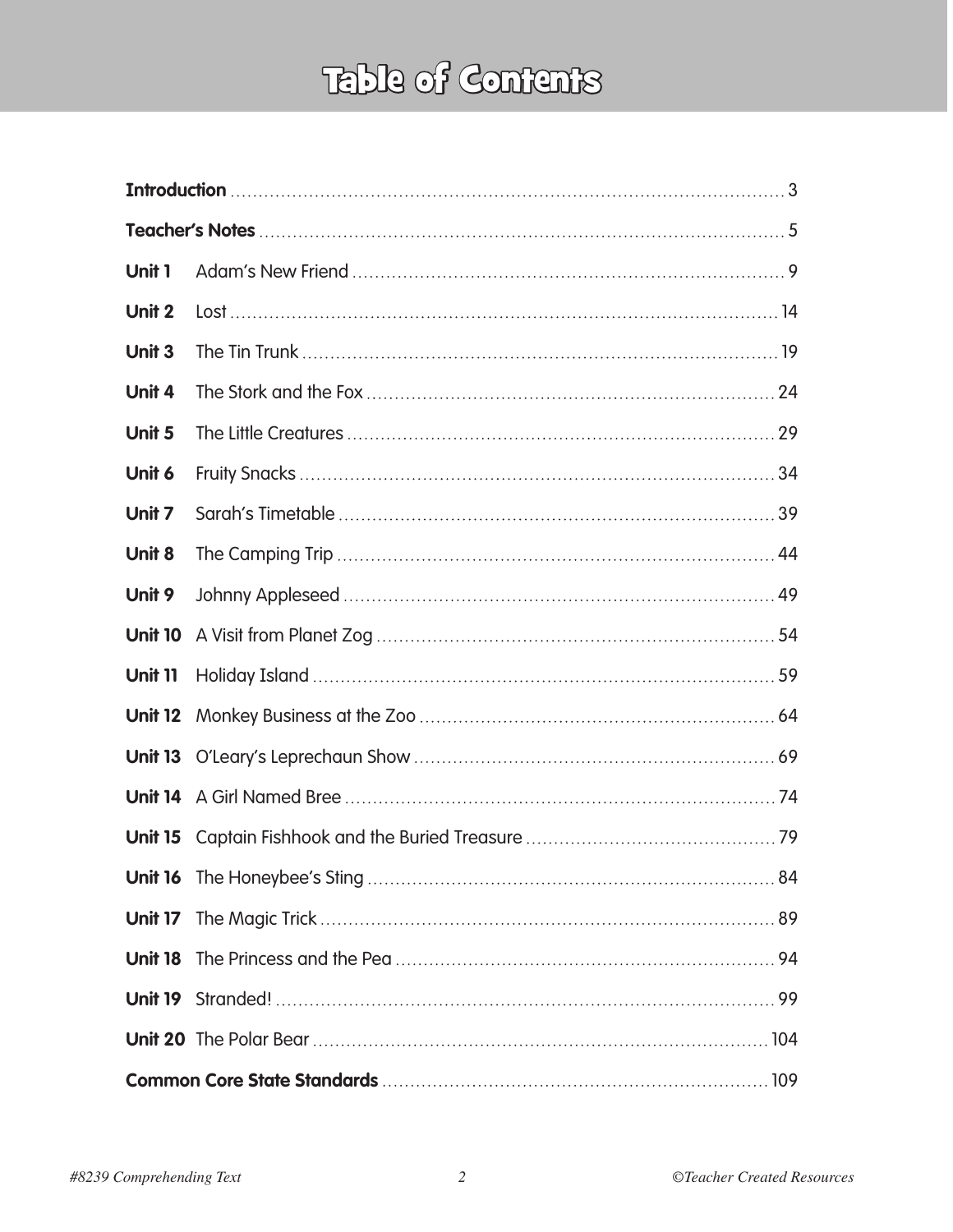# Table of Contents

**Introduction** .......... 3

**Teacher's Notes** .......... 5

**Unit 1** Adam's New Friend .......... 9

**Unit 2** Lost .......... 14

**Unit 3** The Tin Trunk .......... 19

**Unit 4** The Stork and the Fox .......... 24

**Unit 5** The Little Creatures .......... 29

**Unit 6** Fruity Snacks .......... 34

**Unit 7** Sarah's Timetable .......... 39

**Unit 8** The Camping Trip .......... 44

**Unit 9** Johnny Appleseed .......... 49

**Unit 10** A Visit from Planet Zog .......... 54

**Unit 11** Holiday Island .......... 59

**Unit 12** Monkey Business at the Zoo .......... 64

**Unit 13** O'Leary's Leprechaun Show .......... 69

**Unit 14** A Girl Named Bree .......... 74

**Unit 15** Captain Fishhook and the Buried Treasure .......... 79

**Unit 16** The Honeybee's Sting .......... 84

**Unit 17** The Magic Trick .......... 89

**Unit 18** The Princess and the Pea .......... 94

**Unit 19** Stranded! .......... 99

**Unit 20** The Polar Bear .......... 104

**Common Core State Standards** .......... 109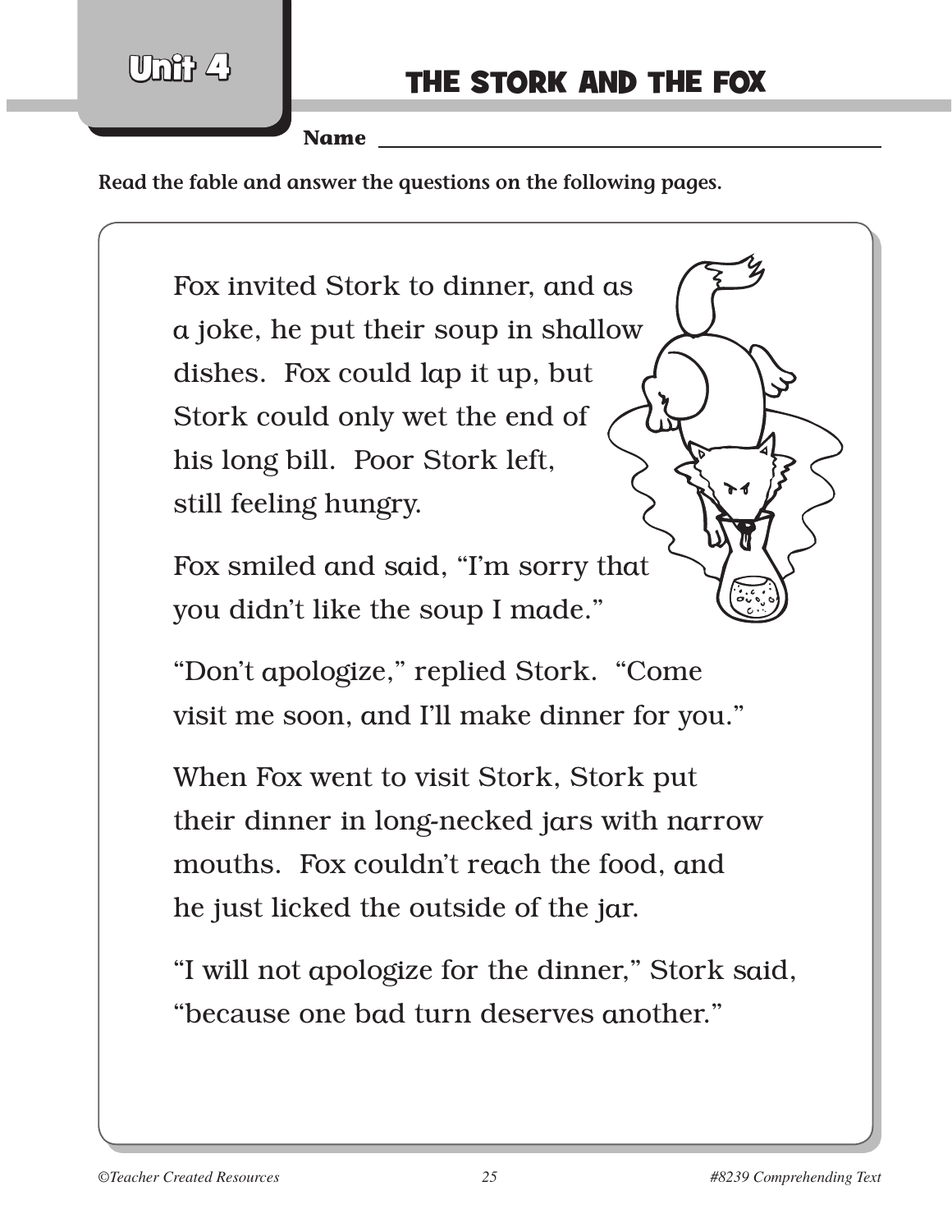Unit 4

# THE STORK AND THE FOX

**Name** \_\_\_\_\_\_\_\_\_\_\_\_\_\_\_\_\_\_\_\_\_\_\_\_\_\_\_\_\_\_\_\_\_\_\_\_\_\_\_\_\_\_\_\_

**Read the fable and answer the questions on the following pages.**

Fox invited Stork to dinner, and as a joke, he put their soup in shallow dishes. Fox could lap it up, but Stork could only wet the end of his long bill. Poor Stork left, still feeling hungry.

Fox smiled and said, "I'm sorry that you didn't like the soup I made."

"Don't apologize," replied Stork. "Come visit me soon, and I'll make dinner for you."

When Fox went to visit Stork, Stork put their dinner in long-necked jars with narrow mouths. Fox couldn't reach the food, and he just licked the outside of the jar.

"I will not apologize for the dinner," Stork said, "because one bad turn deserves another."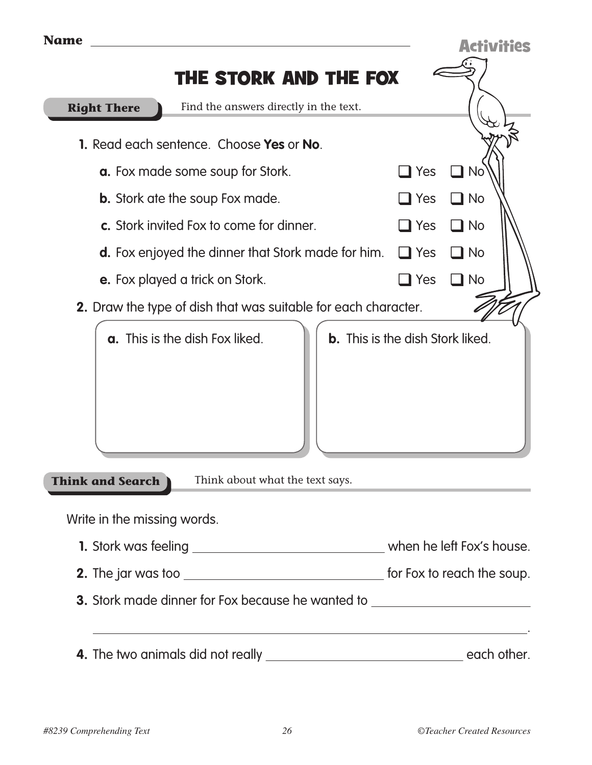Name ______________________________

Activities

# THE STORK AND THE FOX

**Right There** Find the answers directly in the text.

1. Read each sentence. Choose **Yes** or **No**.

   a. Fox made some soup for Stork. ❑ Yes ❑ No

   b. Stork ate the soup Fox made. ❑ Yes ❑ No

   c. Stork invited Fox to come for dinner. ❑ Yes ❑ No

   d. Fox enjoyed the dinner that Stork made for him. ❑ Yes ❑ No

   e. Fox played a trick on Stork. ❑ Yes ❑ No

2. Draw the type of dish that was suitable for each character.

   a. This is the dish Fox liked.

   b. This is the dish Stork liked.

**Think and Search** Think about what the text says.

Write in the missing words.

1. Stork was feeling ______________________ when he left Fox's house.
2. The jar was too ______________________ for Fox to reach the soup.
3. Stork made dinner for Fox because he wanted to ______________________

   ______________________________________________.
4. The two animals did not really ______________________ each other.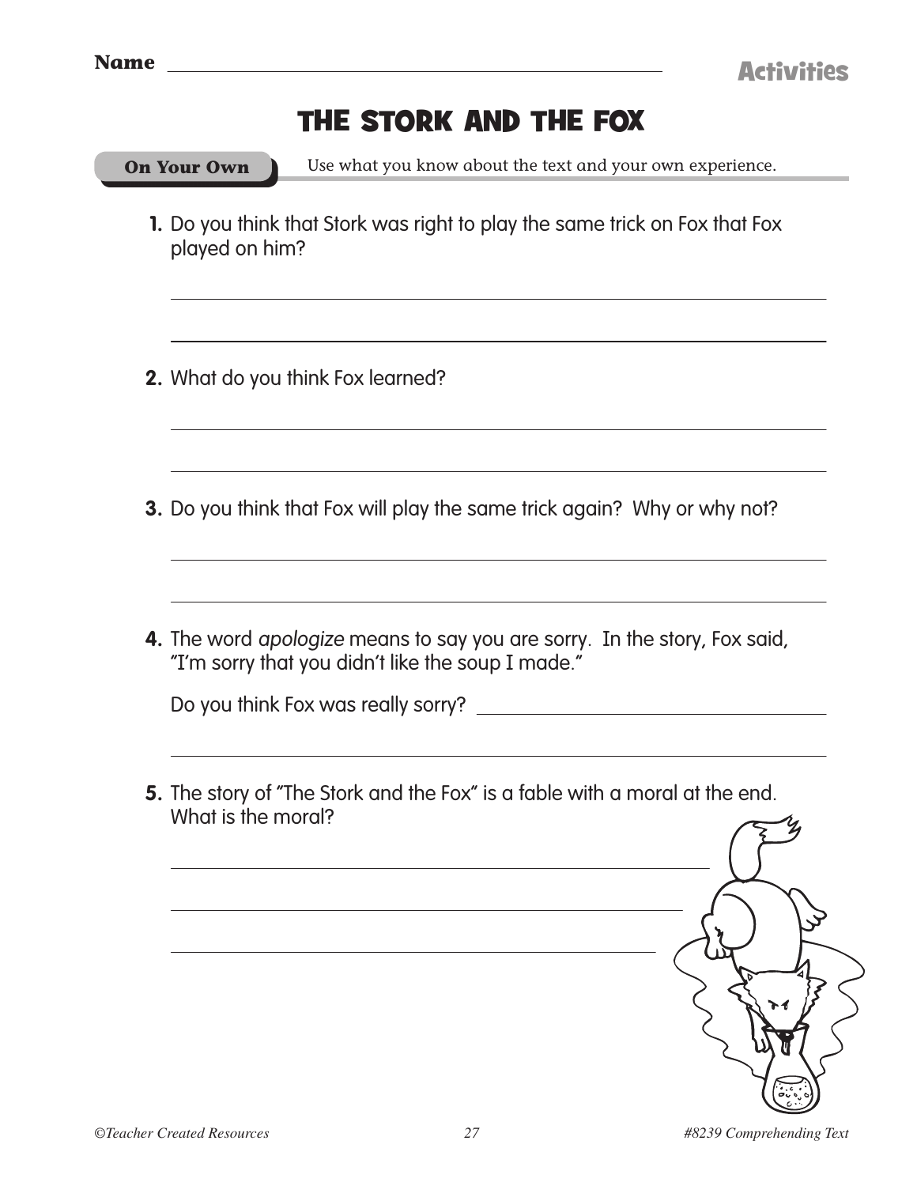Name ________________________________

Activities

# THE STORK AND THE FOX

**On Your Own** Use what you know about the text and your own experience.

1. Do you think that Stork was right to play the same trick on Fox that Fox played on him?

2. What do you think Fox learned?

3. Do you think that Fox will play the same trick again? Why or why not?

4. The word *apologize* means to say you are sorry. In the story, Fox said, "I'm sorry that you didn't like the soup I made."

   Do you think Fox was really sorry? ________________________________

5. The story of "The Stork and the Fox" is a fable with a moral at the end. What is the moral?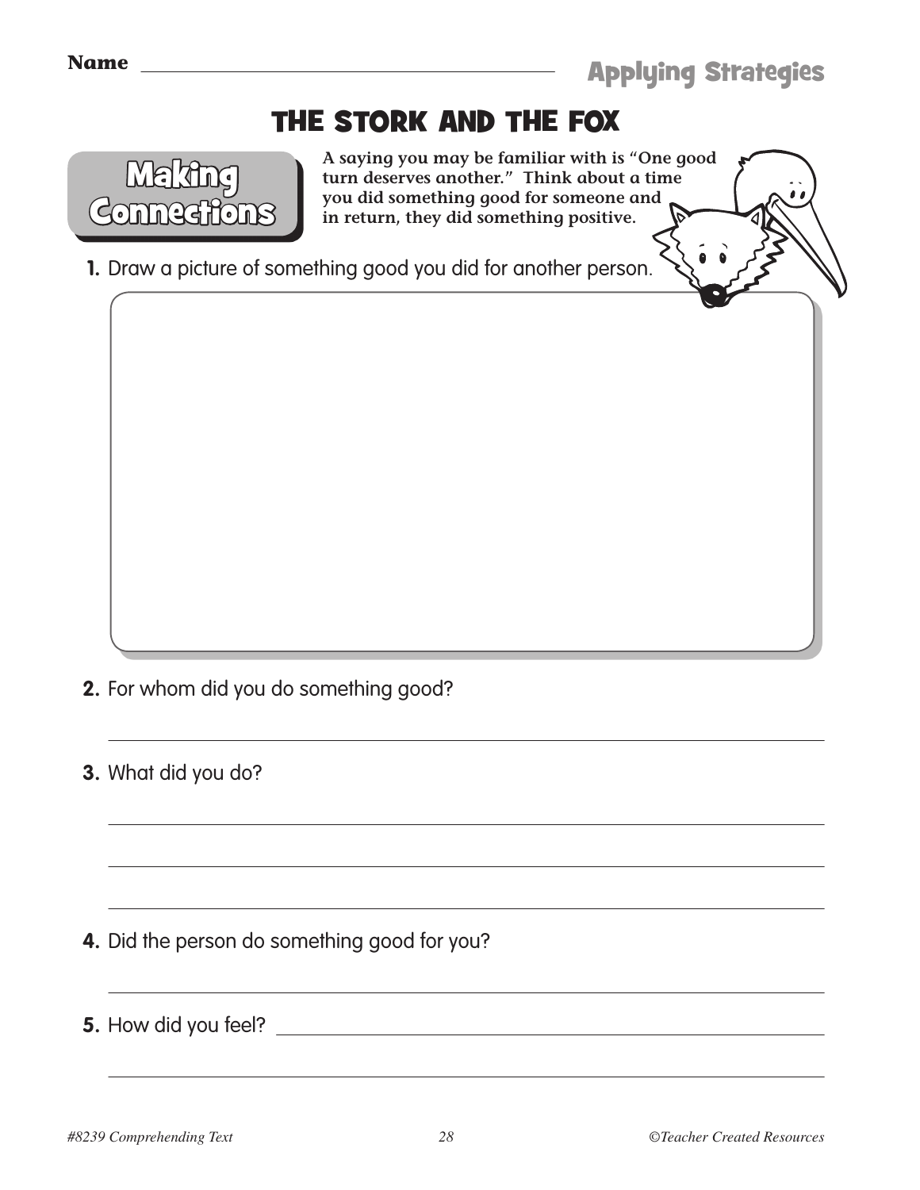Name ______________________________

**Applying Strategies**

# THE STORK AND THE FOX

## Making Connections

**A saying you may be familiar with is "One good turn deserves another." Think about a time you did something good for someone and in return, they did something positive.**

**1.** Draw a picture of something good you did for another person.

**2.** For whom did you do something good?

______________________________________________________________

**3.** What did you do?

______________________________________________________________

______________________________________________________________

______________________________________________________________

**4.** Did the person do something good for you?

______________________________________________________________

**5.** How did you feel? ______________________________________________

______________________________________________________________